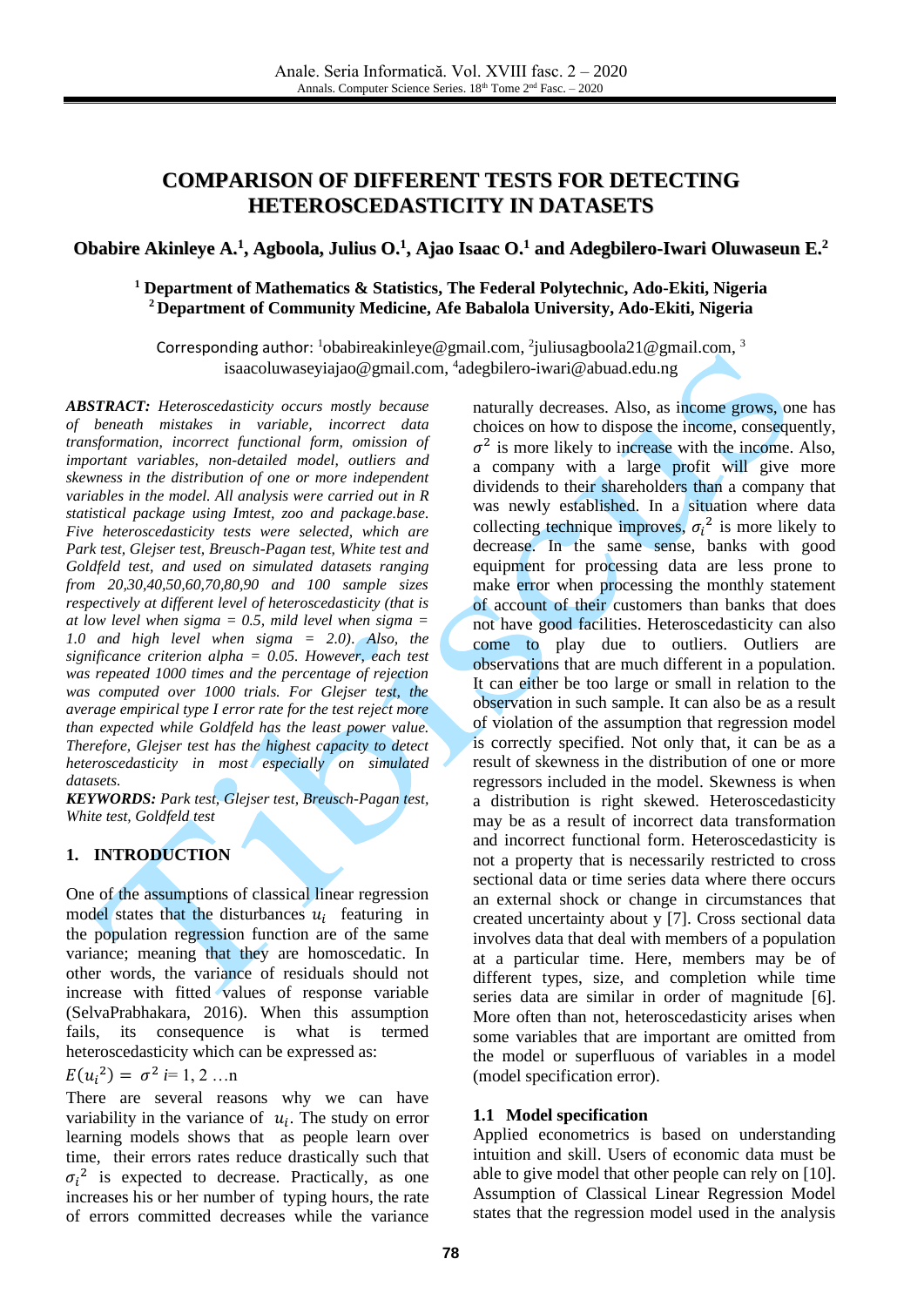# COMPARISON OF DIFFERENT TESTS FOR DETECTING HETEROSCEDASTICITY IN DATASETS

**Obabire Akinleye A.[1], Agboola, Julius O.[1], Ajao Isaac O.[1] and Adegbilero-Iwari Oluwaseun E.[2]**

**[1] Department of Mathematics & Statistics, The Federal Polytechnic, Ado-Ekiti, Nigeria**
**[2] Department of Community Medicine, Afe Babalola University, Ado-Ekiti, Nigeria**

Corresponding author: [1]obabireakinleye@gmail.com, [2]juliusagboola21@gmail.com, [3]isaacoluwaseyiajao@gmail.com, [4]adegbilero-iwari@abuad.edu.ng

***ABSTRACT:*** *Heteroscedasticity occurs mostly because of beneath mistakes in variable, incorrect data transformation, incorrect functional form, omission of important variables, non-detailed model, outliers and skewness in the distribution of one or more independent variables in the model. All analysis were carried out in R statistical package using lmtest, zoo and package.base. Five heteroscedasticity tests were selected, which are Park test, Glejser test, Breusch-Pagan test, White test and Goldfeld test, and used on simulated datasets ranging from 20,30,40,50,60,70,80,90 and 100 sample sizes respectively at different level of heteroscedasticity (that is at low level when sigma = 0.5, mild level when sigma = 1.0 and high level when sigma = 2.0). Also, the significance criterion alpha = 0.05. However, each test was repeated 1000 times and the percentage of rejection was computed over 1000 trials. For Glejser test, the average empirical type I error rate for the test reject more than expected while Goldfeld has the least power value. Therefore, Glejser test has the highest capacity to detect heteroscedasticity in most especially on simulated datasets.*

***KEYWORDS:*** *Park test, Glejser test, Breusch-Pagan test, White test, Goldfeld test*

## 1. INTRODUCTION

One of the assumptions of classical linear regression model states that the disturbances $u_i$ featuring in the population regression function are of the same variance; meaning that they are homoscedatic. In other words, the variance of residuals should not increase with fitted values of response variable (SelvaPrabhakara, 2016). When this assumption fails, its consequence is what is termed heteroscedasticity which can be expressed as:

$E(u_i^2) = \sigma^2$ i= 1, 2 …n

There are several reasons why we can have variability in the variance of $u_i$. The study on error learning models shows that as people learn over time, their errors rates reduce drastically such that $\sigma_i^2$ is expected to decrease. Practically, as one increases his or her number of typing hours, the rate of errors committed decreases while the variance naturally decreases. Also, as income grows, one has choices on how to dispose the income, consequently, $\sigma^2$ is more likely to increase with the income. Also, a company with a large profit will give more dividends to their shareholders than a company that was newly established. In a situation where data collecting technique improves, $\sigma_i^2$ is more likely to decrease. In the same sense, banks with good equipment for processing data are less prone to make error when processing the monthly statement of account of their customers than banks that does not have good facilities. Heteroscedasticity can also come to play due to outliers. Outliers are observations that are much different in a population. It can either be too large or small in relation to the observation in such sample. It can also be as a result of violation of the assumption that regression model is correctly specified. Not only that, it can be as a result of skewness in the distribution of one or more regressors included in the model. Skewness is when a distribution is right skewed. Heteroscedasticity may be as a result of incorrect data transformation and incorrect functional form. Heteroscedasticity is not a property that is necessarily restricted to cross sectional data or time series data where there occurs an external shock or change in circumstances that created uncertainty about y [7]. Cross sectional data involves data that deal with members of a population at a particular time. Here, members may be of different types, size, and completion while time series data are similar in order of magnitude [6]. More often than not, heteroscedasticity arises when some variables that are important are omitted from the model or superfluous of variables in a model (model specification error).

### 1.1 Model specification

Applied econometrics is based on understanding intuition and skill. Users of economic data must be able to give model that other people can rely on [10]. Assumption of Classical Linear Regression Model states that the regression model used in the analysis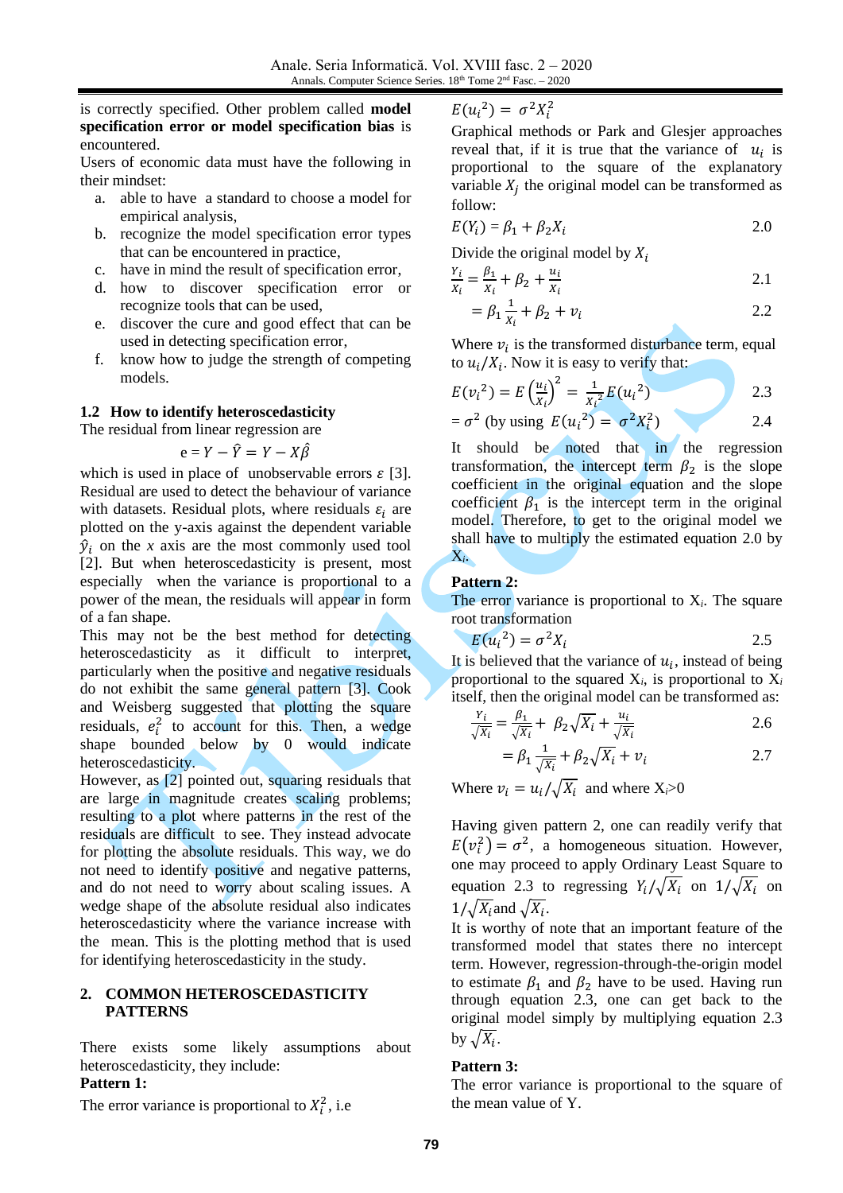is correctly specified. Other problem called **model specification error or model specification bias** is encountered.

Users of economic data must have the following in their mindset:

a. able to have a standard to choose a model for empirical analysis,
b. recognize the model specification error types that can be encountered in practice,
c. have in mind the result of specification error,
d. how to discover specification error or recognize tools that can be used,
e. discover the cure and good effect that can be used in detecting specification error,
f. know how to judge the strength of competing models.

### 1.2 How to identify heteroscedasticity

The residual from linear regression are

$$e = Y - \hat{Y} = Y - X\hat{\beta}$$

which is used in place of unobservable errors $\varepsilon$ [3]. Residual are used to detect the behaviour of variance with datasets. Residual plots, where residuals $\varepsilon_i$ are plotted on the y-axis against the dependent variable $\hat{y}_i$ on the $x$ axis are the most commonly used tool [2]. But when heteroscedasticity is present, most especially when the variance is proportional to a power of the mean, the residuals will appear in form of a fan shape.

This may not be the best method for detecting heteroscedasticity as it difficult to interpret, particularly when the positive and negative residuals do not exhibit the same general pattern [3]. Cook and Weisberg suggested that plotting the square residuals, $e_i^2$ to account for this. Then, a wedge shape bounded below by 0 would indicate heteroscedasticity.

However, as [2] pointed out, squaring residuals that are large in magnitude creates scaling problems; resulting to a plot where patterns in the rest of the residuals are difficult to see. They instead advocate for plotting the absolute residuals. This way, we do not need to identify positive and negative patterns, and do not need to worry about scaling issues. A wedge shape of the absolute residual also indicates heteroscedasticity where the variance increase with the mean. This is the plotting method that is used for identifying heteroscedasticity in the study.

## 2. COMMON HETEROSCEDASTICITY PATTERNS

There exists some likely assumptions about heteroscedasticity, they include:

**Pattern 1:**

The error variance is proportional to $X_i^2$, i.e

$$E(u_i^2) = \sigma^2 X_i^2$$

Graphical methods or Park and Glesjer approaches reveal that, if it is true that the variance of $u_i$ is proportional to the square of the explanatory variable $X_j$ the original model can be transformed as follow:

$$E(Y_i) = \beta_1 + \beta_2 X_i \qquad 2.0$$

Divide the original model by $X_i$

$$\frac{Y_i}{X_i} = \frac{\beta_1}{X_i} + \beta_2 + \frac{u_i}{X_i} \qquad 2.1$$

$$= \beta_1 \frac{1}{X_i} + \beta_2 + v_i \qquad 2.2$$

Where $v_i$ is the transformed disturbance term, equal to $u_i/X_i$. Now it is easy to verify that:

$$E(v_i^2) = E\left(\frac{u_i}{X_i}\right)^2 = \frac{1}{X_i^2} E(u_i^2) \qquad 2.3$$

$$= \sigma^2 \text{ (by using } E(u_i^2) = \sigma^2 X_i^2) \qquad 2.4$$

It should be noted that in the regression transformation, the intercept term $\beta_2$ is the slope coefficient in the original equation and the slope coefficient $\beta_1$ is the intercept term in the original model. Therefore, to get to the original model we shall have to multiply the estimated equation 2.0 by $X_i$.

**Pattern 2:**

The error variance is proportional to $X_i$. The square root transformation

$$E(u_i^2) = \sigma^2 X_i \qquad 2.5$$

It is believed that the variance of $u_i$, instead of being proportional to the squared $X_i$, is proportional to $X_i$ itself, then the original model can be transformed as:

$$\frac{Y_i}{\sqrt{X_i}} = \frac{\beta_1}{\sqrt{X_i}} + \beta_2\sqrt{X_i} + \frac{u_i}{\sqrt{X_i}} \qquad 2.6$$

$$= \beta_1 \frac{1}{\sqrt{X_i}} + \beta_2\sqrt{X_i} + v_i \qquad 2.7$$

Where $v_i = u_i/\sqrt{X_i}$ and where $X_i > 0$

Having given pattern 2, one can readily verify that $E(v_i^2) = \sigma^2$, a homogeneous situation. However, one may proceed to apply Ordinary Least Square to equation 2.3 to regressing $Y_i/\sqrt{X_i}$ on $1/\sqrt{X_i}$ on $1/\sqrt{X_i}$ and $\sqrt{X_i}$.

It is worthy of note that an important feature of the transformed model that states there no intercept term. However, regression-through-the-origin model to estimate $\beta_1$ and $\beta_2$ have to be used. Having run through equation 2.3, one can get back to the original model simply by multiplying equation 2.3 by $\sqrt{X_i}$.

**Pattern 3:**

The error variance is proportional to the square of the mean value of Y.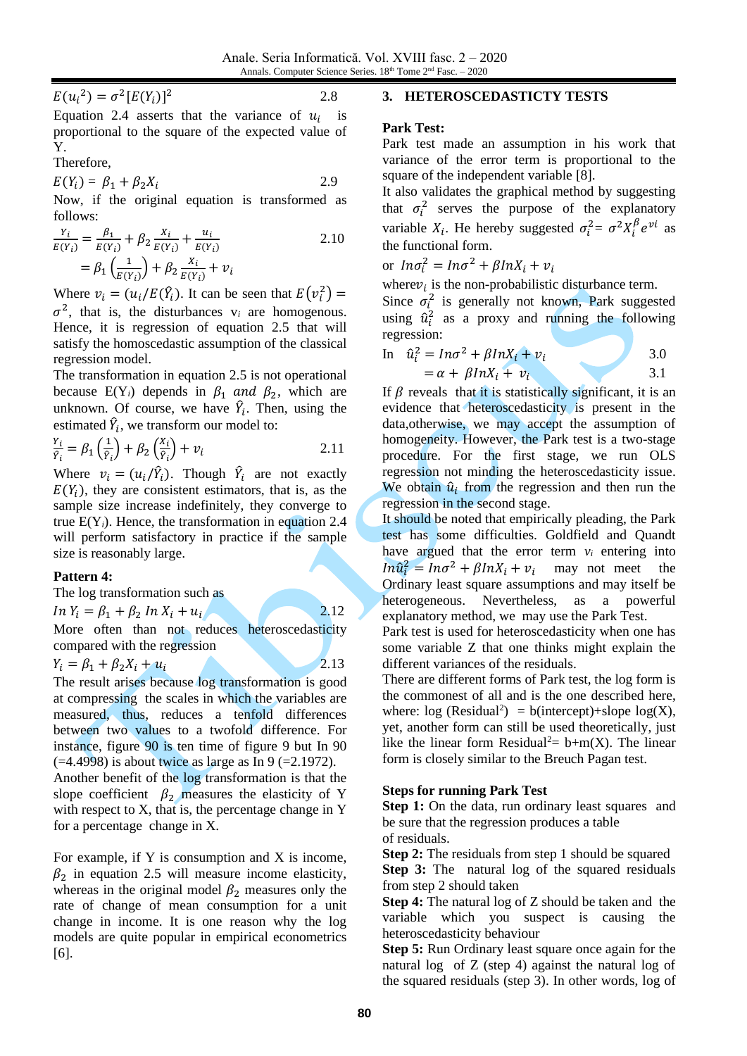$$E(u_i^2) = \sigma^2 [E(Y_i)]^2 \quad 2.8$$

Equation 2.4 asserts that the variance of $u_i$ is proportional to the square of the expected value of Y.

Therefore,

$$E(Y_i) = \beta_1 + \beta_2 X_i \quad 2.9$$

Now, if the original equation is transformed as follows:

$$\frac{Y_i}{E(Y_i)} = \frac{\beta_1}{E(Y_i)} + \beta_2 \frac{X_i}{E(Y_i)} + \frac{u_i}{E(Y_i)} \quad 2.10$$

$$= \beta_1 \left(\frac{1}{E(Y_i)}\right) + \beta_2 \frac{X_i}{E(Y_i)} + v_i$$

Where $v_i = (u_i / E(\hat{Y}_i))$. It can be seen that $E(v_i^2) = \sigma^2$, that is, the disturbances $v_i$ are homogenous. Hence, it is regression of equation 2.5 that will satisfy the homoscedastic assumption of the classical regression model.

The transformation in equation 2.5 is not operational because $E(Y_i)$ depends in $\beta_1$ and $\beta_2$, which are unknown. Of course, we have $\hat{Y}_i$. Then, using the estimated $\hat{Y}_i$, we transform our model to:

$$\frac{Y_i}{\hat{Y}_i} = \beta_1 \left(\frac{1}{\hat{Y}_i}\right) + \beta_2 \left(\frac{X_i}{\hat{Y}_i}\right) + v_i \quad 2.11$$

Where $v_i = (u_i / \hat{Y}_i)$. Though $\hat{Y}_i$ are not exactly $E(Y_i)$, they are consistent estimators, that is, as the sample size increase indefinitely, they converge to true $E(Y_i)$. Hence, the transformation in equation 2.4 will perform satisfactory in practice if the sample size is reasonably large.

**Pattern 4:**

The log transformation such as

$$In\, Y_i = \beta_1 + \beta_2\, In\, X_i + u_i \quad 2.12$$

More often than not reduces heteroscedasticity compared with the regression

$$Y_i = \beta_1 + \beta_2 X_i + u_i \quad 2.13$$

The result arises because log transformation is good at compressing the scales in which the variables are measured, thus, reduces a tenfold differences between two values to a twofold difference. For instance, figure 90 is ten time of figure 9 but In 90 (=4.4998) is about twice as large as In 9 (=2.1972).

Another benefit of the log transformation is that the slope coefficient $\beta_2$ measures the elasticity of Y with respect to X, that is, the percentage change in Y for a percentage change in X.

For example, if Y is consumption and X is income, $\beta_2$ in equation 2.5 will measure income elasticity, whereas in the original model $\beta_2$ measures only the rate of change of mean consumption for a unit change in income. It is one reason why the log models are quite popular in empirical econometrics [6].

## 3. HETEROSCEDASTICTY TESTS

**Park Test:**

Park test made an assumption in his work that variance of the error term is proportional to the square of the independent variable [8].

It also validates the graphical method by suggesting that $\sigma_i^2$ serves the purpose of the explanatory variable $X_i$. He hereby suggested $\sigma_i^2 = \sigma^2 X_i^\beta e^{vi}$ as the functional form.

or $In\sigma_i^2 = In\sigma^2 + \beta In X_i + v_i$

where$v_i$ is the non-probabilistic disturbance term.

Since $\sigma_i^2$ is generally not known, Park suggested using $\hat{u}_i^2$ as a proxy and running the following regression:

$$\text{In} \quad \hat{u}_i^2 = In\sigma^2 + \beta In X_i + v_i \quad 3.0$$

$$= \alpha + \beta In X_i + v_i \quad 3.1$$

If $\beta$ reveals that it is statistically significant, it is an evidence that heteroscedasticity is present in the data,otherwise, we may accept the assumption of homogeneity. However, the Park test is a two-stage procedure. For the first stage, we run OLS regression not minding the heteroscedasticity issue. We obtain $\hat{u}_i$ from the regression and then run the regression in the second stage.

It should be noted that empirically pleading, the Park test has some difficulties. Goldfield and Quandt have argued that the error term $v_i$ entering into $In\hat{u}_i^2 = In\sigma^2 + \beta In X_i + v_i$ may not meet the Ordinary least square assumptions and may itself be heterogeneous. Nevertheless, as a powerful explanatory method, we may use the Park Test.

Park test is used for heteroscedasticity when one has some variable Z that one thinks might explain the different variances of the residuals.

There are different forms of Park test, the log form is the commonest of all and is the one described here, where: log (Residual$^2$) = b(intercept)+slope log(X), yet, another form can still be used theoretically, just like the linear form Residual$^2$= b+m(X). The linear form is closely similar to the Breuch Pagan test.

**Steps for running Park Test**

**Step 1:** On the data, run ordinary least squares and be sure that the regression produces a table of residuals.

**Step 2:** The residuals from step 1 should be squared

**Step 3:** The natural log of the squared residuals from step 2 should taken

**Step 4:** The natural log of Z should be taken and the variable which you suspect is causing the heteroscedasticity behaviour

**Step 5:** Run Ordinary least square once again for the natural log of Z (step 4) against the natural log of the squared residuals (step 3). In other words, log of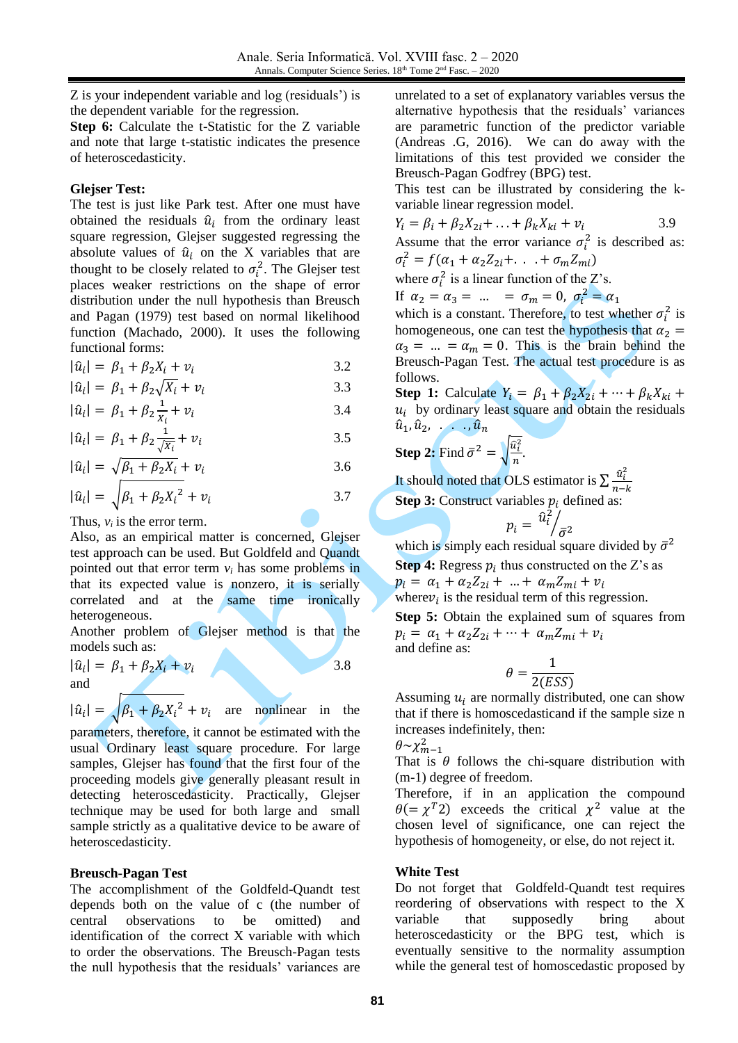Z is your independent variable and log (residuals') is the dependent variable for the regression.

**Step 6:** Calculate the t-Statistic for the Z variable and note that large t-statistic indicates the presence of heteroscedasticity.

**Glejser Test:**

The test is just like Park test. After one must have obtained the residuals $\hat{u}_i$ from the ordinary least square regression, Glejser suggested regressing the absolute values of $\hat{u}_i$ on the X variables that are thought to be closely related to $\sigma_i^2$. The Glejser test places weaker restrictions on the shape of error distribution under the null hypothesis than Breusch and Pagan (1979) test based on normal likelihood function (Machado, 2000). It uses the following functional forms:

$$|\hat{u}_i| = \beta_1 + \beta_2 X_i + v_i \quad 3.2$$

$$|\hat{u}_i| = \beta_1 + \beta_2 \sqrt{X_i} + v_i \quad 3.3$$

$$|\hat{u}_i| = \beta_1 + \beta_2 \frac{1}{X_i} + v_i \quad 3.4$$

$$|\hat{u}_i| = \beta_1 + \beta_2 \frac{1}{\sqrt{X_i}} + v_i \quad 3.5$$

$$|\hat{u}_i| = \sqrt{\beta_1 + \beta_2 X_i} + v_i \quad 3.6$$

$$|\hat{u}_i| = \sqrt{\beta_1 + \beta_2 {X_i}^2} + v_i \quad 3.7$$

Thus, $v_i$ is the error term.

Also, as an empirical matter is concerned, Glejser test approach can be used. But Goldfeld and Quandt pointed out that error term $v_i$ has some problems in that its expected value is nonzero, it is serially correlated and at the same time ironically heterogeneous.

Another problem of Glejser method is that the models such as:

$$|\hat{u}_i| = \beta_1 + \beta_2 X_i + v_i \quad 3.8$$

and

$|\hat{u}_i| = \sqrt{\beta_1 + \beta_2 {X_i}^2} + v_i$ are nonlinear in the parameters, therefore, it cannot be estimated with the usual Ordinary least square procedure. For large samples, Glejser has found that the first four of the proceeding models give generally pleasant result in detecting heteroscedasticity. Practically, Glejser technique may be used for both large and small sample strictly as a qualitative device to be aware of heteroscedasticity.

**Breusch-Pagan Test**

The accomplishment of the Goldfeld-Quandt test depends both on the value of c (the number of central observations to be omitted) and identification of the correct X variable with which to order the observations. The Breusch-Pagan tests the null hypothesis that the residuals' variances are unrelated to a set of explanatory variables versus the alternative hypothesis that the residuals' variances are parametric function of the predictor variable (Andreas .G, 2016). We can do away with the limitations of this test provided we consider the Breusch-Pagan Godfrey (BPG) test.

This test can be illustrated by considering the k-variable linear regression model.

$$Y_i = \beta_i + \beta_2 X_{2i} + \ldots + \beta_k X_{ki} + v_i \quad 3.9$$

Assume that the error variance $\sigma_i^2$ is described as: $\sigma_i^2 = f(\alpha_1 + \alpha_2 Z_{2i} + .\ .\ . + \sigma_m Z_{mi})$

where $\sigma_i^2$ is a linear function of the Z's.

If $\alpha_2 = \alpha_3 = \ \ldots \ = \sigma_m = 0,\ \sigma_i^2 = \alpha_1$

which is a constant. Therefore, to test whether $\sigma_i^2$ is homogeneous, one can test the hypothesis that $\alpha_2 = \alpha_3 = \ \ldots \ = \alpha_m = 0$. This is the brain behind the Breusch-Pagan Test. The actual test procedure is as follows.

**Step 1:** Calculate $Y_i = \beta_1 + \beta_2 X_{2i} + \cdots + \beta_k X_{ki} + u_i$ by ordinary least square and obtain the residuals $\hat{u}_1, \hat{u}_2, \ .\ .\ ., \hat{u}_n$

**Step 2:** Find $\bar{\sigma}^2 = \sqrt{\frac{\hat{u}_i^2}{n}}$.

It should noted that OLS estimator is $\sum \frac{\hat{u}_i^2}{n-k}$

**Step 3:** Construct variables $p_i$ defined as:

$$p_i = \hat{u}_i^2 / \bar{\sigma}^2$$

which is simply each residual square divided by $\bar{\sigma}^2$

**Step 4:** Regress $p_i$ thus constructed on the Z's as $p_i = \alpha_1 + \alpha_2 Z_{2i} + \ \ldots + \ \alpha_m Z_{mi} + v_i$

where $v_i$ is the residual term of this regression.

**Step 5:** Obtain the explained sum of squares from $p_i = \alpha_1 + \alpha_2 Z_{2i} + \cdots + \ \alpha_m Z_{mi} + v_i$

and define as:

$$\theta = \frac{1}{2(ESS)}$$

Assuming $u_i$ are normally distributed, one can show that if there is homoscedasticand if the sample size n increases indefinitely, then:

$\theta \sim \chi_{m-1}^2$

That is $\theta$ follows the chi-square distribution with (m-1) degree of freedom.

Therefore, if in an application the compound $\theta (= \chi^T 2)$ exceeds the critical $\chi^2$ value at the chosen level of significance, one can reject the hypothesis of homogeneity, or else, do not reject it.

**White Test**

Do not forget that Goldfeld-Quandt test requires reordering of observations with respect to the X variable that supposedly bring about heteroscedasticity or the BPG test, which is eventually sensitive to the normality assumption while the general test of homoscedastic proposed by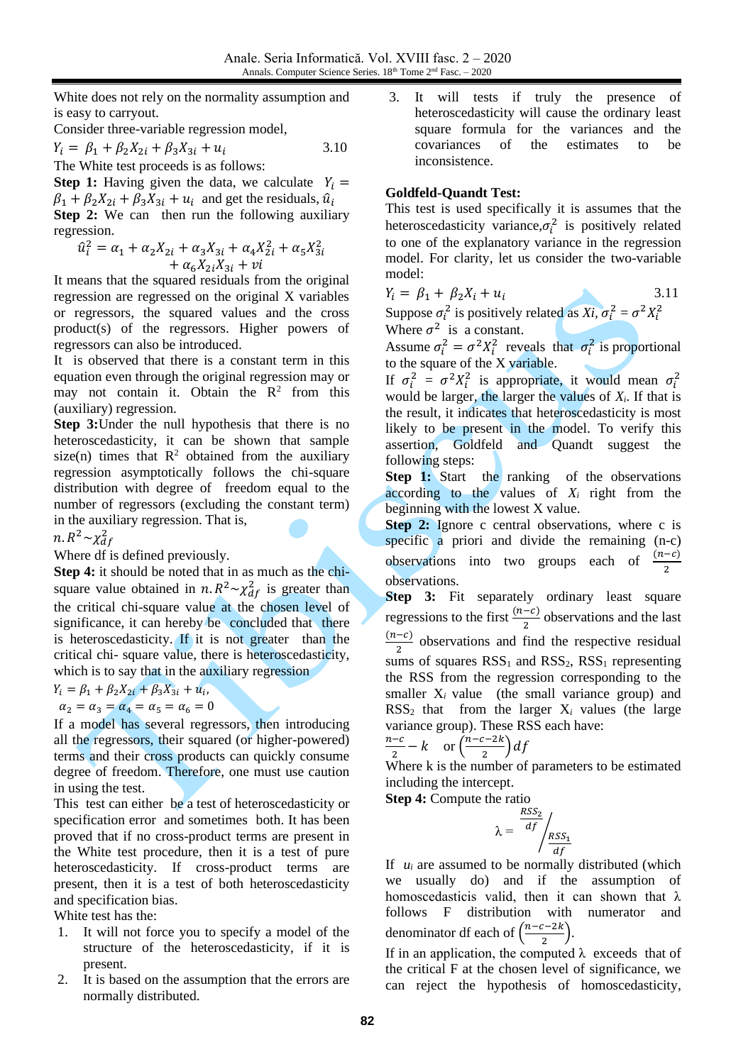White does not rely on the normality assumption and is easy to carryout.

Consider three-variable regression model,

$$Y_i = \beta_1 + \beta_2 X_{2i} + \beta_3 X_{3i} + u_i \qquad 3.10$$

The White test proceeds is as follows:

**Step 1:** Having given the data, we calculate $Y_i = \beta_1 + \beta_2 X_{2i} + \beta_3 X_{3i} + u_i$ and get the residuals, $\hat{u}_i$

**Step 2:** We can then run the following auxiliary regression.

$$\hat{u}_i^2 = \alpha_1 + \alpha_2 X_{2i} + \alpha_3 X_{3i} + \alpha_4 X_{2i}^2 + \alpha_5 X_{3i}^2 + \alpha_6 X_{2i} X_{3i} + vi$$

It means that the squared residuals from the original regression are regressed on the original X variables or regressors, the squared values and the cross product(s) of the regressors. Higher powers of regressors can also be introduced.

It is observed that there is a constant term in this equation even through the original regression may or may not contain it. Obtain the $R^2$ from this (auxiliary) regression.

**Step 3:** Under the null hypothesis that there is no heteroscedasticity, it can be shown that sample size(n) times that $R^2$ obtained from the auxiliary regression asymptotically follows the chi-square distribution with degree of freedom equal to the number of regressors (excluding the constant term) in the auxiliary regression. That is,

$$n.R^2 \sim \chi_{df}^2$$

Where df is defined previously.

**Step 4:** it should be noted that in as much as the chi-square value obtained in $n.R^2 \sim \chi_{df}^2$ is greater than the critical chi-square value at the chosen level of significance, it can hereby be concluded that there is heteroscedasticity. If it is not greater than the critical chi- square value, there is heteroscedasticity, which is to say that in the auxiliary regression

$$Y_i = \beta_1 + \beta_2 X_{2i} + \beta_3 X_{3i} + u_i,$$

$$\alpha_2 = \alpha_3 = \alpha_4 = \alpha_5 = \alpha_6 = 0$$

If a model has several regressors, then introducing all the regressors, their squared (or higher-powered) terms and their cross products can quickly consume degree of freedom. Therefore, one must use caution in using the test.

This test can either be a test of heteroscedasticity or specification error and sometimes both. It has been proved that if no cross-product terms are present in the White test procedure, then it is a test of pure heteroscedasticity. If cross-product terms are present, then it is a test of both heteroscedasticity and specification bias.

White test has the:

1. It will not force you to specify a model of the structure of the heteroscedasticity, if it is present.
2. It is based on the assumption that the errors are normally distributed.
3. It will tests if truly the presence of heteroscedasticity will cause the ordinary least square formula for the variances and the covariances of the estimates to be inconsistence.

**Goldfeld-Quandt Test:**

This test is used specifically it is assumes that the heteroscedasticity variance, $\sigma_i^2$ is positively related to one of the explanatory variance in the regression model. For clarity, let us consider the two-variable model:

$$Y_i = \beta_1 + \beta_2 X_i + u_i \qquad 3.11$$

Suppose $\sigma_i^2$ is positively related as $Xi$, $\sigma_i^2 = \sigma^2 X_i^2$

Where $\sigma^2$ is a constant.

Assume $\sigma_i^2 = \sigma^2 X_i^2$ reveals that $\sigma_i^2$ is proportional to the square of the X variable.

If $\sigma_i^2 = \sigma^2 X_i^2$ is appropriate, it would mean $\sigma_i^2$ would be larger, the larger the values of $X_i$. If that is the result, it indicates that heteroscedasticity is most likely to be present in the model. To verify this assertion, Goldfeld and Quandt suggest the following steps:

**Step 1:** Start the ranking of the observations according to the values of $X_i$ right from the beginning with the lowest X value.

**Step 2:** Ignore c central observations, where c is specific a priori and divide the remaining (n-c) observations into two groups each of $\frac{(n-c)}{2}$ observations.

**Step 3:** Fit separately ordinary least square regressions to the first $\frac{(n-c)}{2}$ observations and the last $\frac{(n-c)}{2}$ observations and find the respective residual sums of squares $RSS_1$ and $RSS_2$, $RSS_1$ representing the RSS from the regression corresponding to the smaller $X_i$ value (the small variance group) and $RSS_2$ that from the larger $X_i$ values (the large variance group). These RSS each have:

$$\frac{n-c}{2} - k \quad \text{or} \left(\frac{n-c-2k}{2}\right) df$$

Where k is the number of parameters to be estimated including the intercept.

**Step 4:** Compute the ratio

$$\lambda = \frac{RSS_2}{df} \Big/ \frac{RSS_1}{df}$$

If $u_i$ are assumed to be normally distributed (which we usually do) and if the assumption of homoscedasticis valid, then it can shown that λ follows F distribution with numerator and denominator df each of $\left(\frac{n-c-2k}{2}\right)$.

If in an application, the computed λ exceeds that of the critical F at the chosen level of significance, we can reject the hypothesis of homoscedasticity,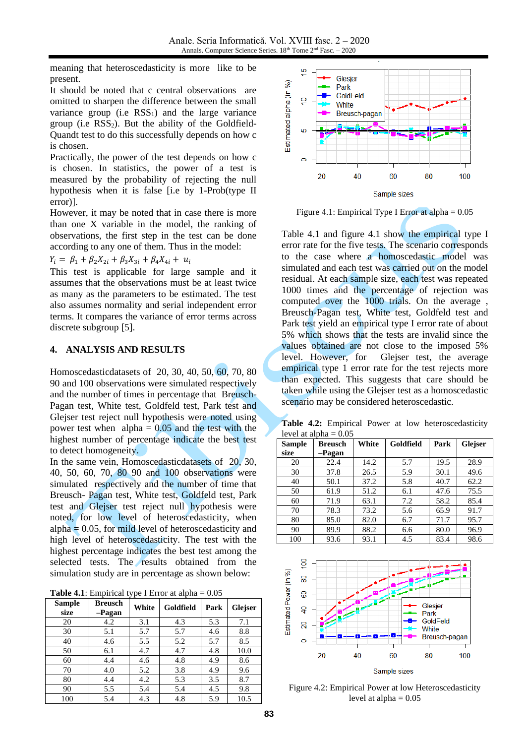meaning that heteroscedasticity is more like to be present.

It should be noted that c central observations are omitted to sharpen the difference between the small variance group (i.e $RSS_1$) and the large variance group (i.e $RSS_2$). But the ability of the Goldfield-Quandt test to do this successfully depends on how c is chosen.

Practically, the power of the test depends on how c is chosen. In statistics, the power of a test is measured by the probability of rejecting the null hypothesis when it is false [i.e by 1-Prob(type II error)].

However, it may be noted that in case there is more than one X variable in the model, the ranking of observations, the first step in the test can be done according to any one of them. Thus in the model:

$$Y_i = \beta_1 + \beta_2 X_{2i} + \beta_3 X_{3i} + \beta_4 X_{4i} + u_i$$

This test is applicable for large sample and it assumes that the observations must be at least twice as many as the parameters to be estimated. The test also assumes normality and serial independent error terms. It compares the variance of error terms across discrete subgroup [5].

## 4. ANALYSIS AND RESULTS

Homoscedasticdatasets of 20, 30, 40, 50, 60, 70, 80 90 and 100 observations were simulated respectively and the number of times in percentage that Breusch-Pagan test, White test, Goldfeld test, Park test and Glejser test reject null hypothesis were noted using power test when alpha = 0.05 and the test with the highest number of percentage indicate the best test to detect homogeneity.

In the same vein, Homoscedasticdatasets of 20, 30, 40, 50, 60, 70, 80 90 and 100 observations were simulated respectively and the number of time that Breusch- Pagan test, White test, Goldfeld test, Park test and Glejser test reject null hypothesis were noted, for low level of heteroscedasticity, when alpha = 0.05, for mild level of heteroscedasticity and high level of heteroscedasticity. The test with the highest percentage indicates the best test among the selected tests. The results obtained from the simulation study are in percentage as shown below:

**Table 4.1**: Empirical type I Error at alpha = 0.05

| Sample size | Breusch –Pagan | White | Goldfeld | Park | Glejser |
|---|---|---|---|---|---|
| 20 | 4.2 | 3.1 | 4.3 | 5.3 | 7.1 |
| 30 | 5.1 | 5.7 | 5.7 | 4.6 | 8.8 |
| 40 | 4.6 | 5.5 | 5.2 | 5.7 | 8.5 |
| 50 | 6.1 | 4.7 | 4.7 | 4.8 | 10.0 |
| 60 | 4.4 | 4.6 | 4.8 | 4.9 | 8.6 |
| 70 | 4.0 | 5.2 | 3.8 | 4.9 | 9.6 |
| 80 | 4.4 | 4.2 | 5.3 | 3.5 | 8.7 |
| 90 | 5.5 | 5.4 | 5.4 | 4.5 | 9.8 |
| 100 | 5.4 | 4.3 | 4.8 | 5.9 | 10.5 |

Figure 4.1: Empirical Type I Error at alpha = 0.05

Table 4.1 and figure 4.1 show the empirical type I error rate for the five tests. The scenario corresponds to the case where a homoscedastic model was simulated and each test was carried out on the model residual. At each sample size, each test was repeated 1000 times and the percentage of rejection was computed over the 1000 trials. On the average , Breusch-Pagan test, White test, Goldfeld test and Park test yield an empirical type I error rate of about 5% which shows that the tests are invalid since the values obtained are not close to the imposed 5% level. However, for Glejser test, the average empirical type 1 error rate for the test rejects more than expected. This suggests that care should be taken while using the Glejser test as a homoscedastic scenario may be considered heteroscedastic.

**Table 4.2:** Empirical Power at low heteroscedasticity level at alpha = 0.05

| Sample size | Breusch –Pagan | White | Goldfield | Park | Glejser |
|---|---|---|---|---|---|
| 20 | 22.4 | 14.2 | 5.7 | 19.5 | 28.9 |
| 30 | 37.8 | 26.5 | 5.9 | 30.1 | 49.6 |
| 40 | 50.1 | 37.2 | 5.8 | 40.7 | 62.2 |
| 50 | 61.9 | 51.2 | 6.1 | 47.6 | 75.5 |
| 60 | 71.9 | 63.1 | 7.2 | 58.2 | 85.4 |
| 70 | 78.3 | 73.2 | 5.6 | 65.9 | 91.7 |
| 80 | 85.0 | 82.0 | 6.7 | 71.7 | 95.7 |
| 90 | 89.9 | 88.2 | 6.6 | 80.0 | 96.9 |
| 100 | 93.6 | 93.1 | 4.5 | 83.4 | 98.6 |

Figure 4.2: Empirical Power at low Heteroscedasticity level at alpha = 0.05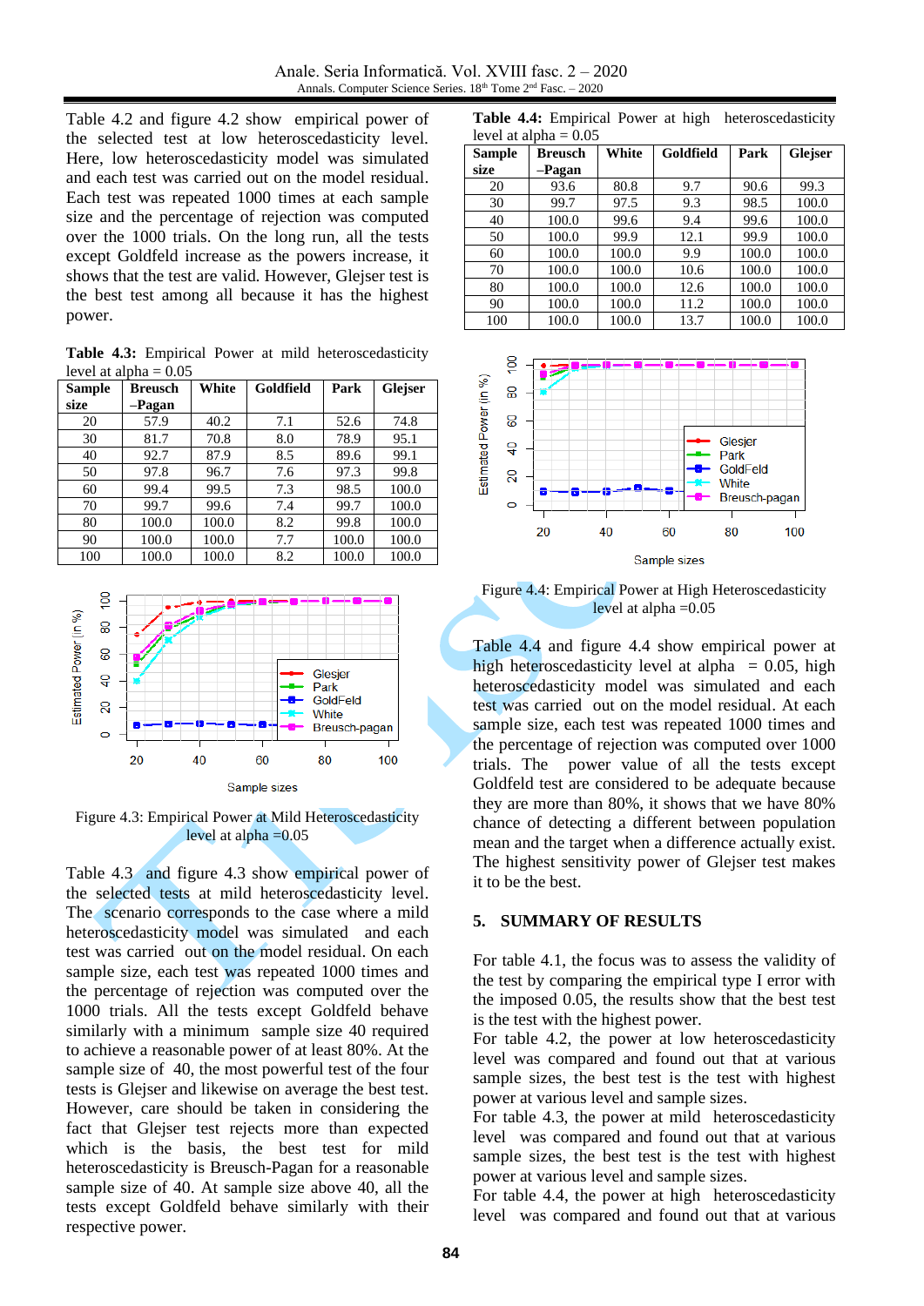Table 4.2 and figure 4.2 show empirical power of the selected test at low heteroscedasticity level. Here, low heteroscedasticity model was simulated and each test was carried out on the model residual. Each test was repeated 1000 times at each sample size and the percentage of rejection was computed over the 1000 trials. On the long run, all the tests except Goldfeld increase as the powers increase, it shows that the test are valid. However, Glejser test is the best test among all because it has the highest power.

**Table 4.3:** Empirical Power at mild heteroscedasticity level at alpha = 0.05

| Sample size | Breusch –Pagan | White | Goldfield | Park | Glejser |
|---|---|---|---|---|---|
| 20 | 57.9 | 40.2 | 7.1 | 52.6 | 74.8 |
| 30 | 81.7 | 70.8 | 8.0 | 78.9 | 95.1 |
| 40 | 92.7 | 87.9 | 8.5 | 89.6 | 99.1 |
| 50 | 97.8 | 96.7 | 7.6 | 97.3 | 99.8 |
| 60 | 99.4 | 99.5 | 7.3 | 98.5 | 100.0 |
| 70 | 99.7 | 99.6 | 7.4 | 99.7 | 100.0 |
| 80 | 100.0 | 100.0 | 8.2 | 99.8 | 100.0 |
| 90 | 100.0 | 100.0 | 7.7 | 100.0 | 100.0 |
| 100 | 100.0 | 100.0 | 8.2 | 100.0 | 100.0 |

Figure 4.3: Empirical Power at Mild Heteroscedasticity level at alpha =0.05

Table 4.3 and figure 4.3 show empirical power of the selected tests at mild heteroscedasticity level. The scenario corresponds to the case where a mild heteroscedasticity model was simulated and each test was carried out on the model residual. On each sample size, each test was repeated 1000 times and the percentage of rejection was computed over the 1000 trials. All the tests except Goldfeld behave similarly with a minimum sample size 40 required to achieve a reasonable power of at least 80%. At the sample size of 40, the most powerful test of the four tests is Glejser and likewise on average the best test. However, care should be taken in considering the fact that Glejser test rejects more than expected which is the basis, the best test for mild heteroscedasticity is Breusch-Pagan for a reasonable sample size of 40. At sample size above 40, all the tests except Goldfeld behave similarly with their respective power.

**Table 4.4:** Empirical Power at high heteroscedasticity level at alpha = 0.05

| Sample size | Breusch –Pagan | White | Goldfield | Park | Glejser |
|---|---|---|---|---|---|
| 20 | 93.6 | 80.8 | 9.7 | 90.6 | 99.3 |
| 30 | 99.7 | 97.5 | 9.3 | 98.5 | 100.0 |
| 40 | 100.0 | 99.6 | 9.4 | 99.6 | 100.0 |
| 50 | 100.0 | 99.9 | 12.1 | 99.9 | 100.0 |
| 60 | 100.0 | 100.0 | 9.9 | 100.0 | 100.0 |
| 70 | 100.0 | 100.0 | 10.6 | 100.0 | 100.0 |
| 80 | 100.0 | 100.0 | 12.6 | 100.0 | 100.0 |
| 90 | 100.0 | 100.0 | 11.2 | 100.0 | 100.0 |
| 100 | 100.0 | 100.0 | 13.7 | 100.0 | 100.0 |

Figure 4.4: Empirical Power at High Heteroscedasticity level at alpha =0.05

Table 4.4 and figure 4.4 show empirical power at high heteroscedasticity level at alpha = 0.05, high heteroscedasticity model was simulated and each test was carried out on the model residual. At each sample size, each test was repeated 1000 times and the percentage of rejection was computed over 1000 trials. The power value of all the tests except Goldfeld test are considered to be adequate because they are more than 80%, it shows that we have 80% chance of detecting a different between population mean and the target when a difference actually exist. The highest sensitivity power of Glejser test makes it to be the best.

## 5. SUMMARY OF RESULTS

For table 4.1, the focus was to assess the validity of the test by comparing the empirical type I error with the imposed 0.05, the results show that the best test is the test with the highest power.

For table 4.2, the power at low heteroscedasticity level was compared and found out that at various sample sizes, the best test is the test with highest power at various level and sample sizes.

For table 4.3, the power at mild heteroscedasticity level was compared and found out that at various sample sizes, the best test is the test with highest power at various level and sample sizes.

For table 4.4, the power at high heteroscedasticity level was compared and found out that at various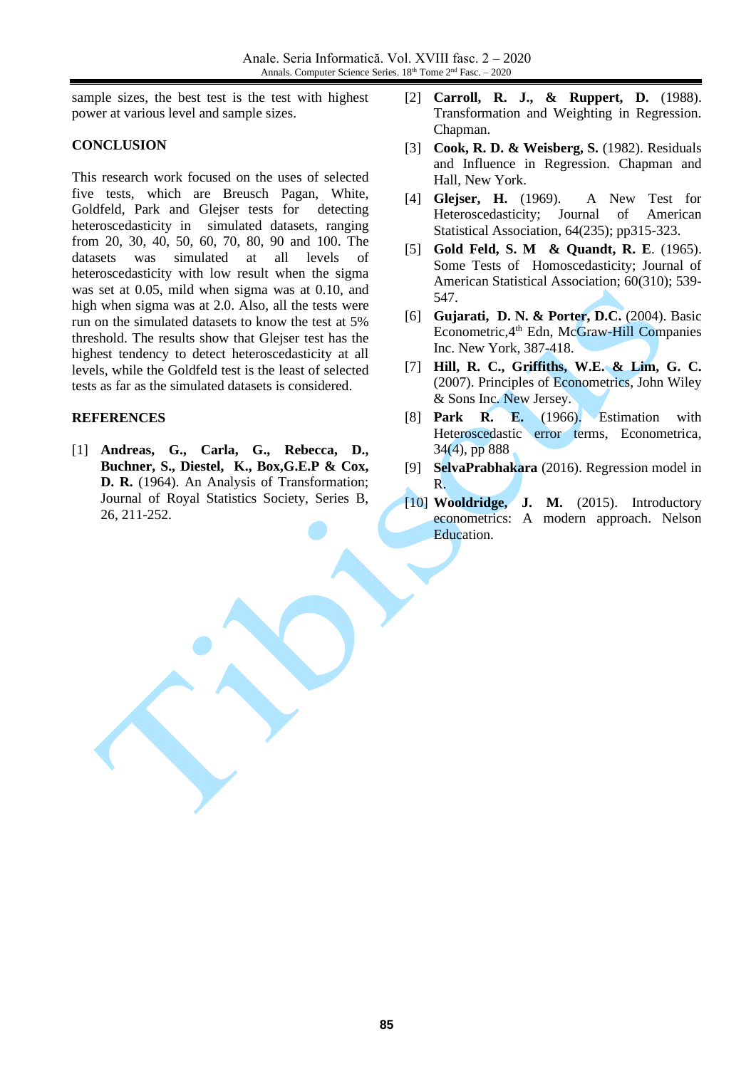sample sizes, the best test is the test with highest power at various level and sample sizes.

## CONCLUSION

This research work focused on the uses of selected five tests, which are Breusch Pagan, White, Goldfeld, Park and Glejser tests for detecting heteroscedasticity in simulated datasets, ranging from 20, 30, 40, 50, 60, 70, 80, 90 and 100. The datasets was simulated at all levels of heteroscedasticity with low result when the sigma was set at 0.05, mild when sigma was at 0.10, and high when sigma was at 2.0. Also, all the tests were run on the simulated datasets to know the test at 5% threshold. The results show that Glejser test has the highest tendency to detect heteroscedasticity at all levels, while the Goldfeld test is the least of selected tests as far as the simulated datasets is considered.

## REFERENCES

[1] **Andreas, G., Carla, G., Rebecca, D., Buchner, S., Diestel, K., Box,G.E.P & Cox, D. R.** (1964). An Analysis of Transformation; Journal of Royal Statistics Society, Series B, 26, 211-252.

[2] **Carroll, R. J., & Ruppert, D.** (1988). Transformation and Weighting in Regression. Chapman.

[3] **Cook, R. D. & Weisberg, S.** (1982). Residuals and Influence in Regression. Chapman and Hall, New York.

[4] **Glejser, H.** (1969). A New Test for Heteroscedasticity; Journal of American Statistical Association, 64(235); pp315-323.

[5] **Gold Feld, S. M & Quandt, R. E**. (1965). Some Tests of Homoscedasticity; Journal of American Statistical Association; 60(310); 539-547.

[6] **Gujarati, D. N. & Porter, D.C.** (2004). Basic Econometric,4th Edn, McGraw-Hill Companies Inc. New York, 387-418.

[7] **Hill, R. C., Griffiths, W.E. & Lim, G. C.** (2007). Principles of Econometrics, John Wiley & Sons Inc. New Jersey.

[8] **Park R. E.** (1966). Estimation with Heteroscedastic error terms, Econometrica, 34(4), pp 888

[9] **SelvaPrabhakara** (2016). Regression model in R.

[10] **Wooldridge, J. M.** (2015). Introductory econometrics: A modern approach. Nelson Education.